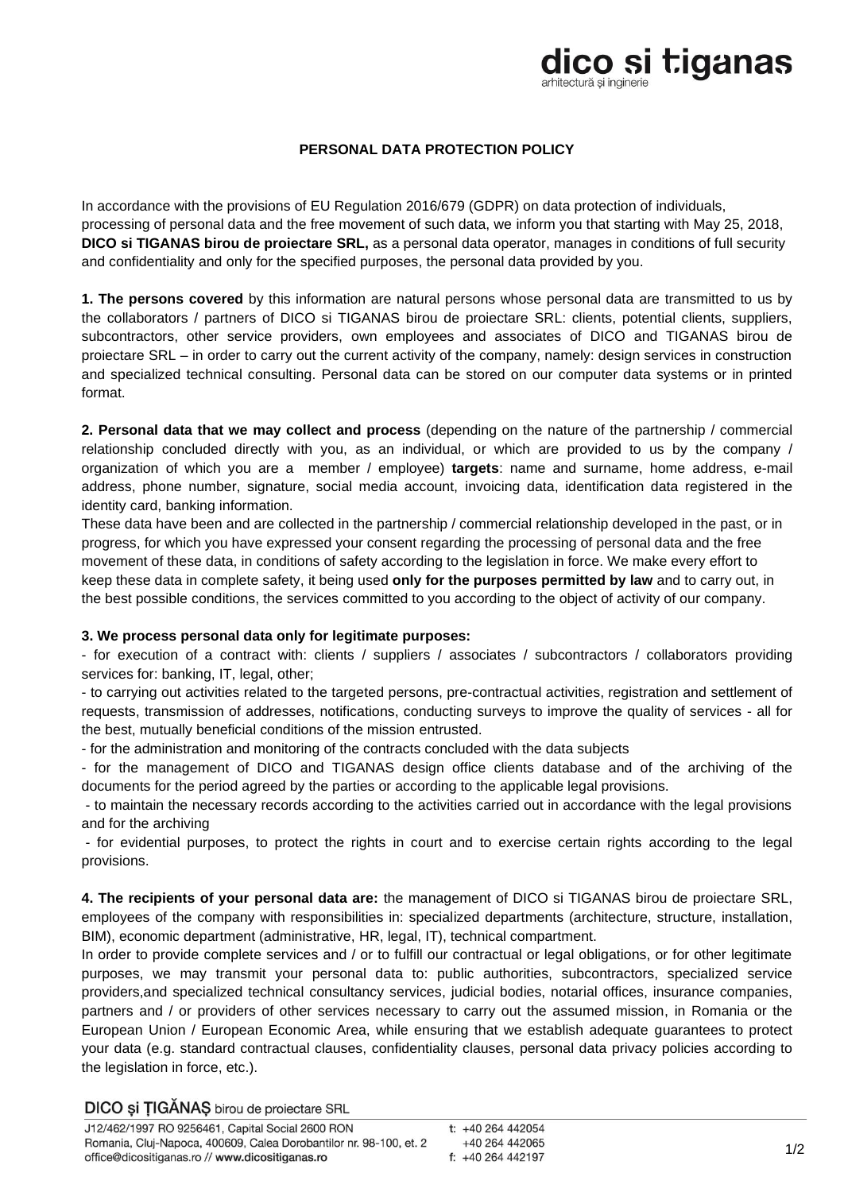# PERSONAL DATA PROTECTION POLICY

In accordance with the provisions of EU Regulation 2016/679 (GDPR) on data protection of individuals, processing of personal data and the free movement of such data, we inform you that starting with May 25, 2018, **DICO si TIGANAS birou de proiectare SRL,** as a personal data operator, manages in conditions of full security and confidentiality and only for the specified purposes, the personal data provided by you.

**1. The persons covered** by this information are natural persons whose personal data are transmitted to us by the collaborators / partners of DICO si TIGANAS birou de proiectare SRL: clients, potential clients, suppliers, subcontractors, other service providers, own employees and associates of DICO and TIGANAS birou de proiectare SRL – in order to carry out the current activity of the company, namely: design services in construction and specialized technical consulting. Personal data can be stored on our computer data systems or in printed format.

**2. Personal data that we may collect and process** (depending on the nature of the partnership / commercial relationship concluded directly with you, as an individual, or which are provided to us by the company / organization of which you are a member / employee) **targets**: name and surname, home address, e-mail address, phone number, signature, social media account, invoicing data, identification data registered in the identity card, banking information.

These data have been and are collected in the partnership / commercial relationship developed in the past, or in progress, for which you have expressed your consent regarding the processing of personal data and the free movement of these data, in conditions of safety according to the legislation in force. We make every effort to keep these data in complete safety, it being used **only for the purposes permitted by law** and to carry out, in the best possible conditions, the services committed to you according to the object of activity of our company.

**3. We process personal data only for legitimate purposes:**

- for execution of a contract with: clients / suppliers / associates / subcontractors / collaborators providing services for: banking, IT, legal, other;
- to carrying out activities related to the targeted persons, pre-contractual activities, registration and settlement of requests, transmission of addresses, notifications, conducting surveys to improve the quality of services - all for the best, mutually beneficial conditions of the mission entrusted.
- for the administration and monitoring of the contracts concluded with the data subjects
- for the management of DICO and TIGANAS design office clients database and of the archiving of the documents for the period agreed by the parties or according to the applicable legal provisions.
- to maintain the necessary records according to the activities carried out in accordance with the legal provisions and for the archiving
- for evidential purposes, to protect the rights in court and to exercise certain rights according to the legal provisions.

**4. The recipients of your personal data are:** the management of DICO si TIGANAS birou de proiectare SRL, employees of the company with responsibilities in: specialized departments (architecture, structure, installation, BIM), economic department (administrative, HR, legal, IT), technical compartment.

In order to provide complete services and / or to fulfill our contractual or legal obligations, or for other legitimate purposes, we may transmit your personal data to: public authorities, subcontractors, specialized service providers,and specialized technical consultancy services, judicial bodies, notarial offices, insurance companies, partners and / or providers of other services necessary to carry out the assumed mission, in Romania or the European Union / European Economic Area, while ensuring that we establish adequate guarantees to protect your data (e.g. standard contractual clauses, confidentiality clauses, personal data privacy policies according to the legislation in force, etc.).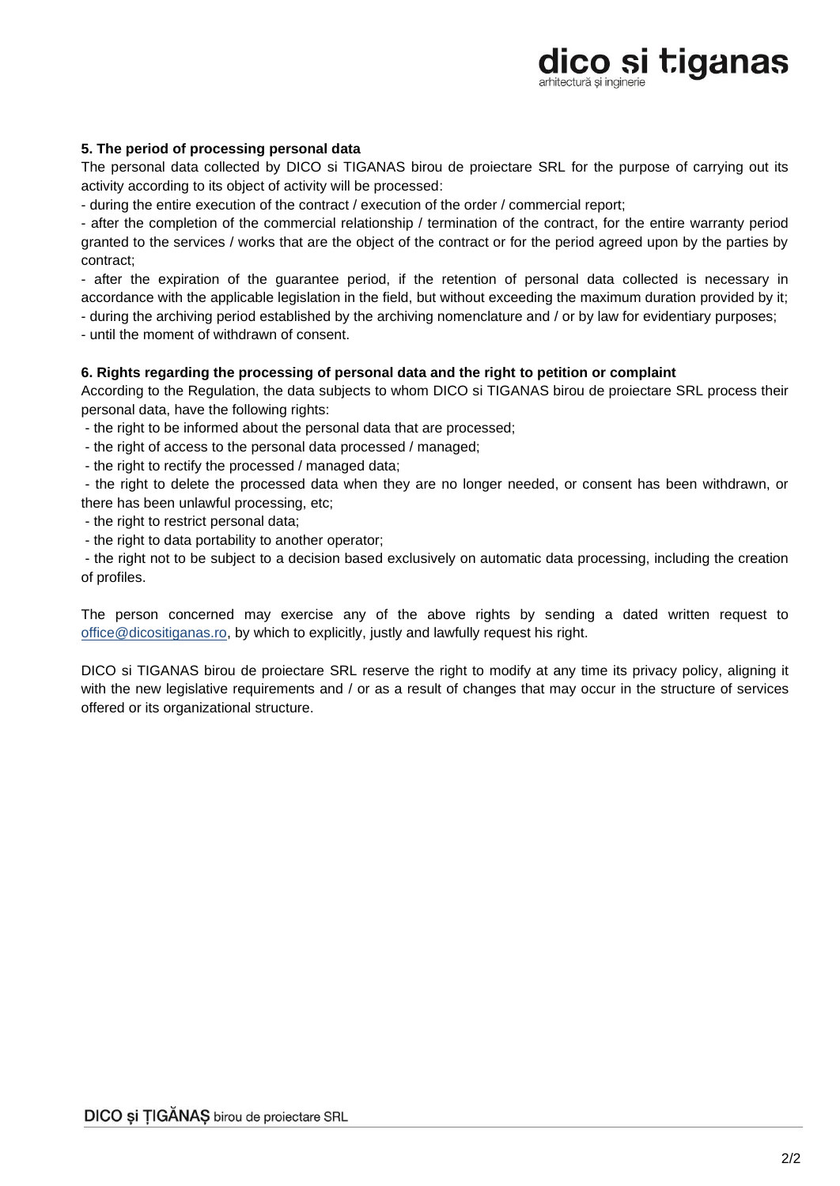**5. The period of processing personal data**

The personal data collected by DICO si TIGANAS birou de proiectare SRL for the purpose of carrying out its activity according to its object of activity will be processed:

- during the entire execution of the contract / execution of the order / commercial report;
- after the completion of the commercial relationship / termination of the contract, for the entire warranty period granted to the services / works that are the object of the contract or for the period agreed upon by the parties by contract;
- after the expiration of the guarantee period, if the retention of personal data collected is necessary in accordance with the applicable legislation in the field, but without exceeding the maximum duration provided by it;
- during the archiving period established by the archiving nomenclature and / or by law for evidentiary purposes;
- until the moment of withdrawn of consent.

**6. Rights regarding the processing of personal data and the right to petition or complaint**

According to the Regulation, the data subjects to whom DICO si TIGANAS birou de proiectare SRL process their personal data, have the following rights:

- the right to be informed about the personal data that are processed;
- the right of access to the personal data processed / managed;
- the right to rectify the processed / managed data;
- the right to delete the processed data when they are no longer needed, or consent has been withdrawn, or there has been unlawful processing, etc;
- the right to restrict personal data;
- the right to data portability to another operator;
- the right not to be subject to a decision based exclusively on automatic data processing, including the creation of profiles.

The person concerned may exercise any of the above rights by sending a dated written request to office@dicositiganas.ro, by which to explicitly, justly and lawfully request his right.

DICO si TIGANAS birou de proiectare SRL reserve the right to modify at any time its privacy policy, aligning it with the new legislative requirements and / or as a result of changes that may occur in the structure of services offered or its organizational structure.